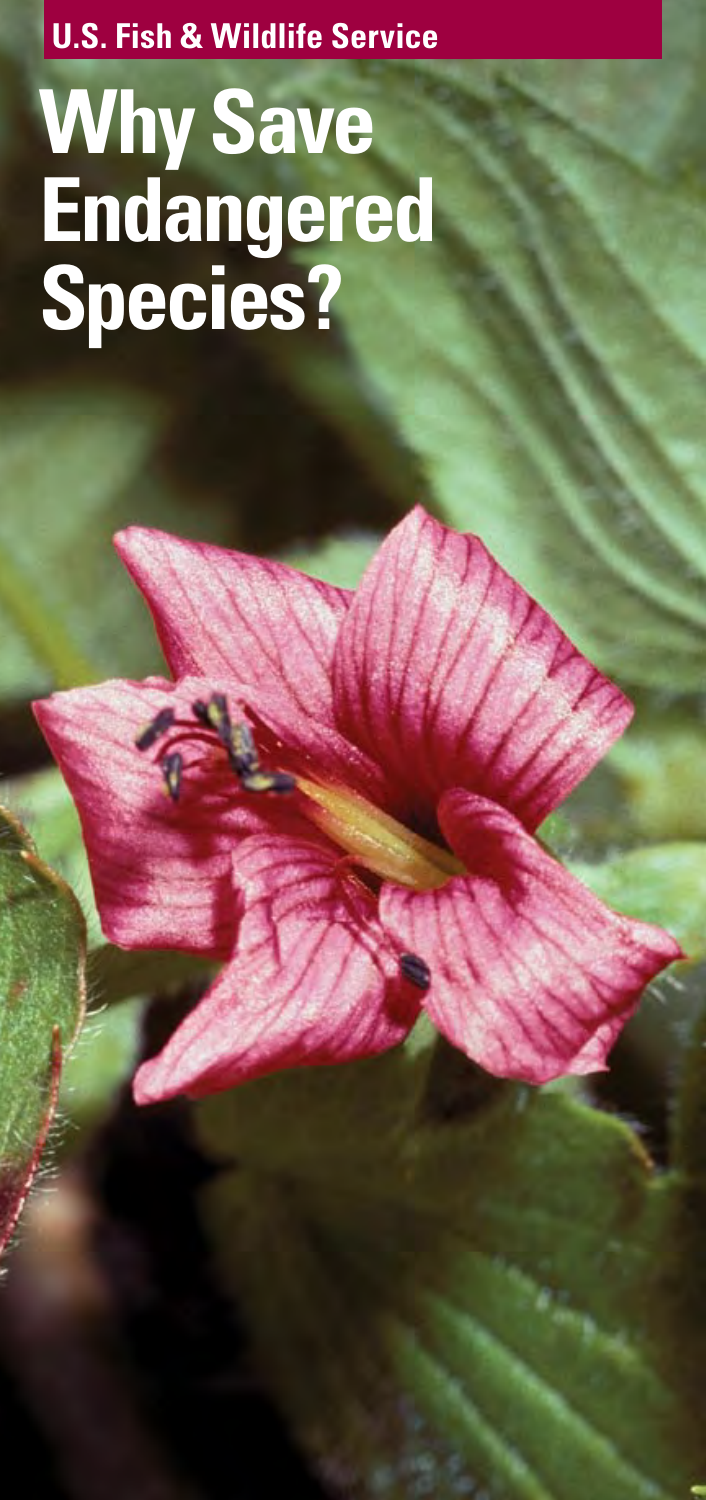U.S. Fish & Wildlife Service

# Why Save Endangered Species?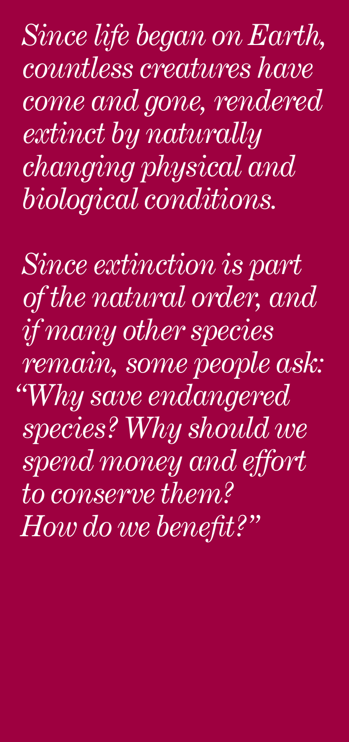*Since life began on Earth, countless creatures have come and gone, rendered extinct by naturally changing physical and biological conditions.*

*Since extinction is part of the natural order, and if many other species remain, some people ask: "Why save endangered species? Why should we spend money and effort to conserve them? How do we benefit?"*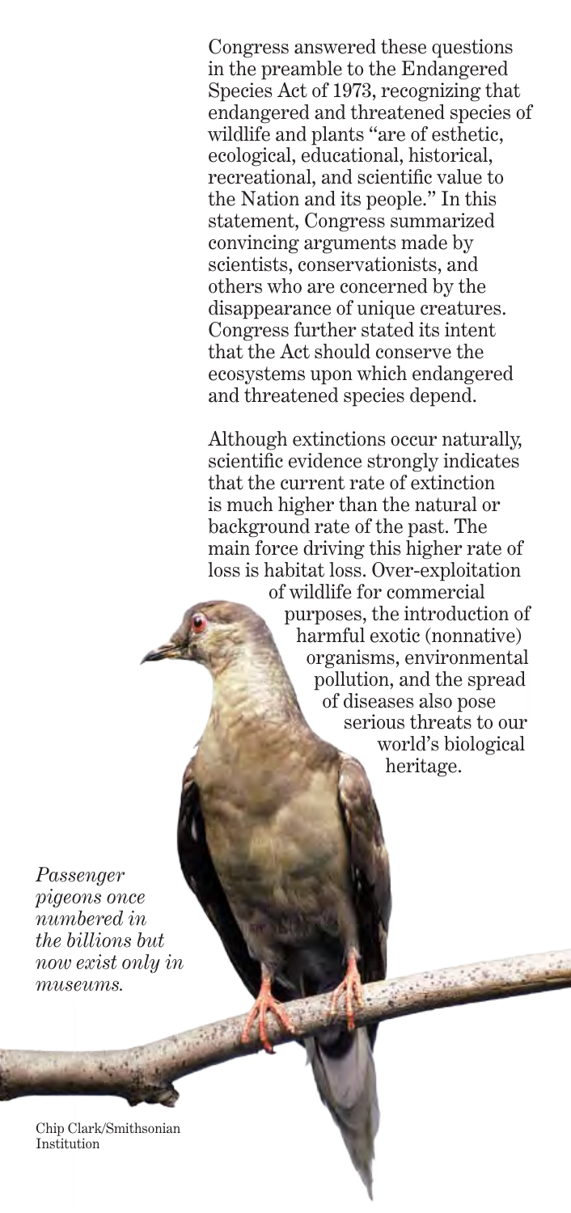Congress answered these questions in the preamble to the Endangered Species Act of 1973, recognizing that endangered and threatened species of wildlife and plants "are of esthetic, ecological, educational, historical, recreational, and scientific value to the Nation and its people." In this statement, Congress summarized convincing arguments made by scientists, conservationists, and others who are concerned by the disappearance of unique creatures. Congress further stated its intent that the Act should conserve the ecosystems upon which endangered and threatened species depend.

Although extinctions occur naturally, scientific evidence strongly indicates that the current rate of extinction is much higher than the natural or background rate of the past. The main force driving this higher rate of loss is habitat loss. Over-exploitation of wildlife for commercial purposes, the introduction of harmful exotic (nonnative) organisms, environmental pollution, and the spread of diseases also pose serious threats to our world's biological heritage.

*Passenger pigeons once numbered in the billions but now exist only in museums.*

Chip Clark/Smithsonian Institution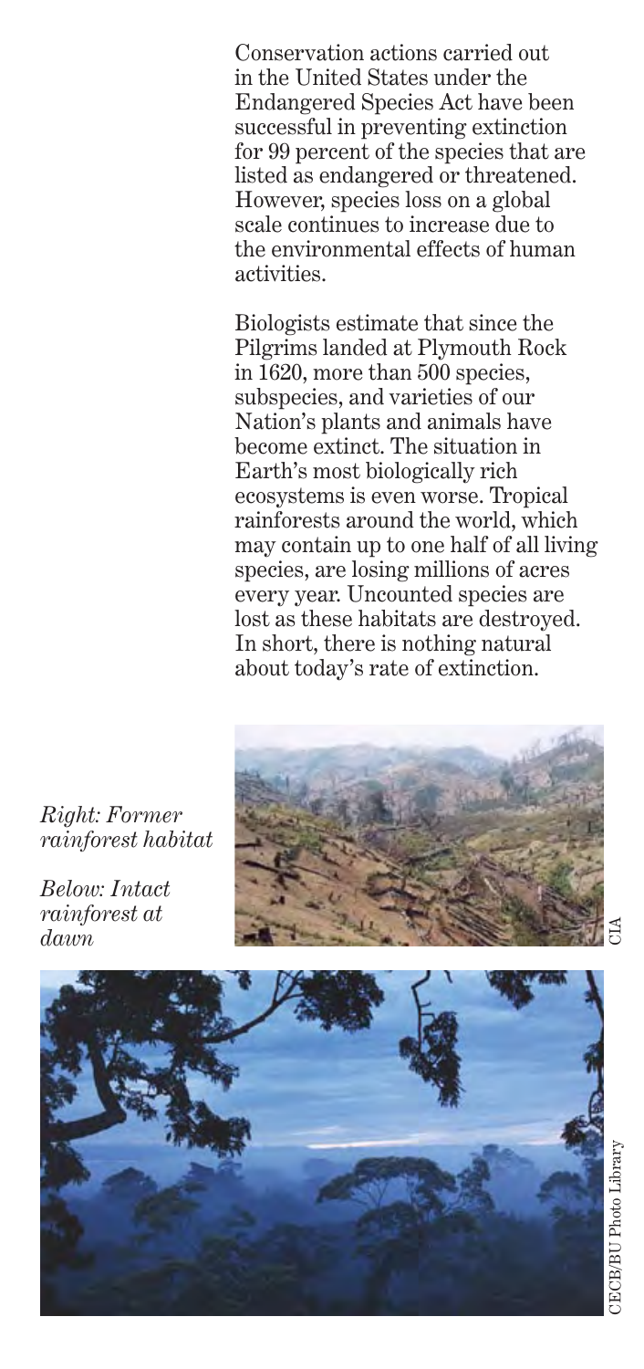Conservation actions carried out in the United States under the Endangered Species Act have been successful in preventing extinction for 99 percent of the species that are listed as endangered or threatened. However, species loss on a global scale continues to increase due to the environmental effects of human activities.

Biologists estimate that since the Pilgrims landed at Plymouth Rock in 1620, more than 500 species, subspecies, and varieties of our Nation's plants and animals have become extinct. The situation in Earth's most biologically rich ecosystems is even worse. Tropical rainforests around the world, which may contain up to one half of all living species, are losing millions of acres every year. Uncounted species are lost as these habitats are destroyed. In short, there is nothing natural about today's rate of extinction.

*Right: Former rainforest habitat*

CIA

*Below: Intact rainforest at dawn*

CECB/BU Photo Library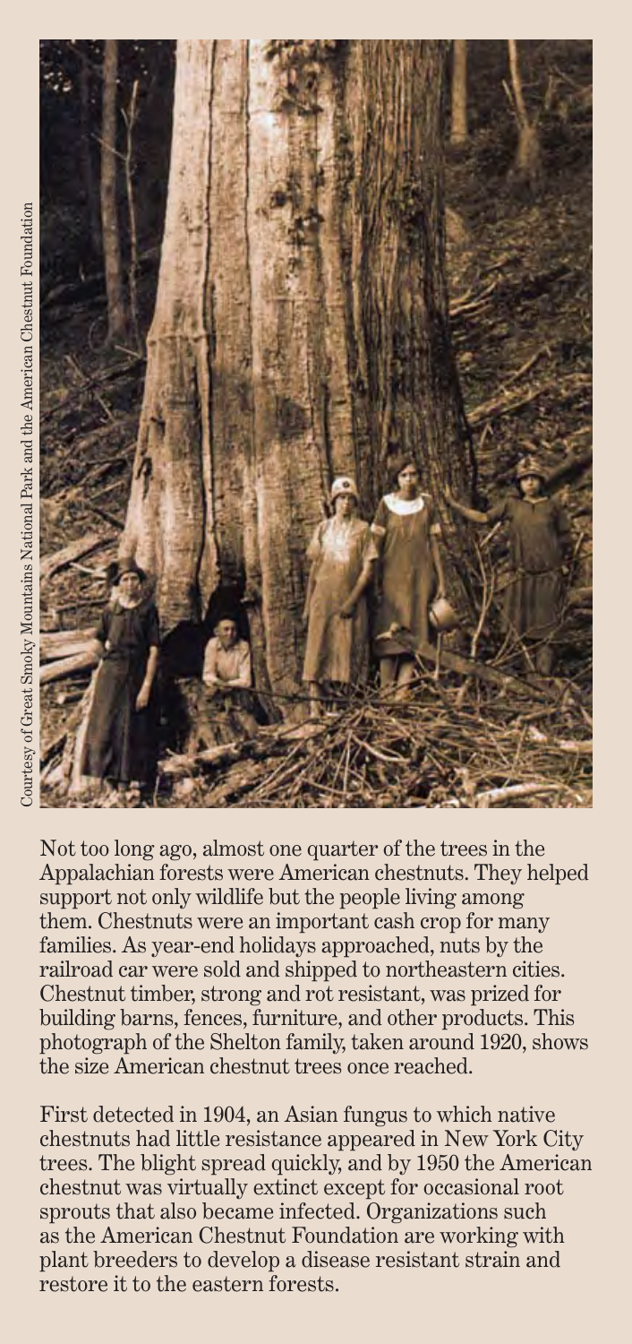Courtesy of Great Smoky Mountains National Park and the American Chestnut Foundation

Not too long ago, almost one quarter of the trees in the Appalachian forests were American chestnuts. They helped support not only wildlife but the people living among them. Chestnuts were an important cash crop for many families. As year-end holidays approached, nuts by the railroad car were sold and shipped to northeastern cities. Chestnut timber, strong and rot resistant, was prized for building barns, fences, furniture, and other products. This photograph of the Shelton family, taken around 1920, shows the size American chestnut trees once reached.

First detected in 1904, an Asian fungus to which native chestnuts had little resistance appeared in New York City trees. The blight spread quickly, and by 1950 the American chestnut was virtually extinct except for occasional root sprouts that also became infected. Organizations such as the American Chestnut Foundation are working with plant breeders to develop a disease resistant strain and restore it to the eastern forests.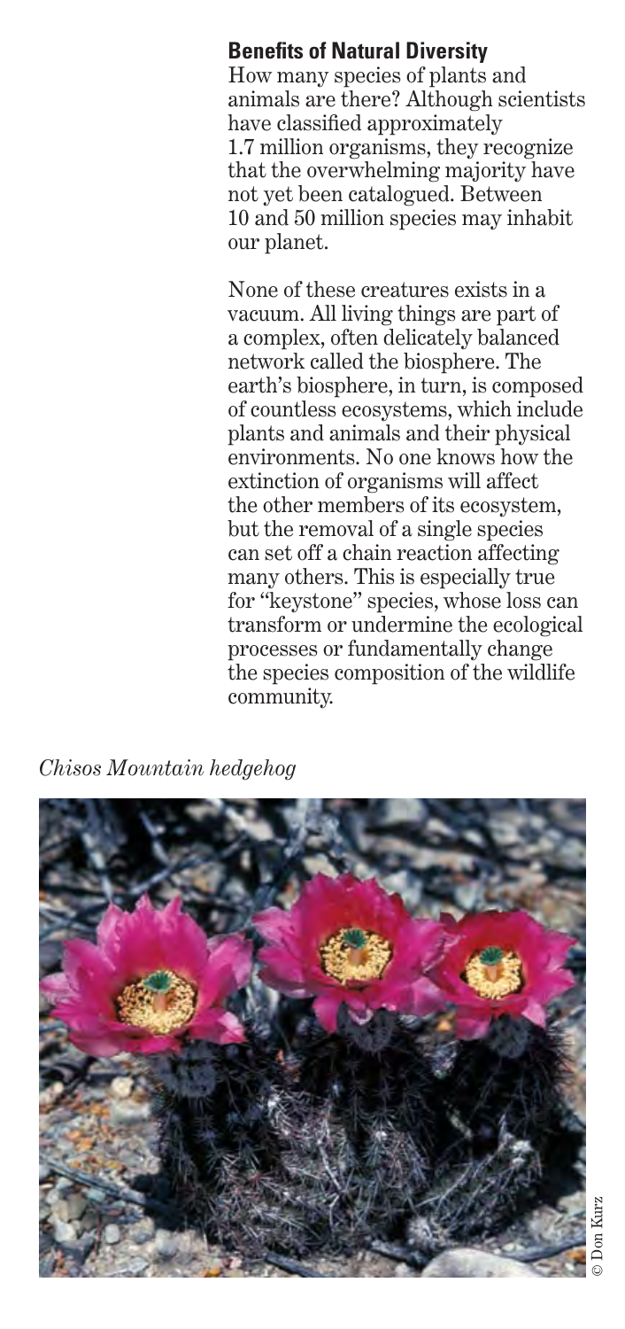### Benefits of Natural Diversity

How many species of plants and animals are there? Although scientists have classified approximately 1.7 million organisms, they recognize that the overwhelming majority have not yet been catalogued. Between 10 and 50 million species may inhabit our planet.

None of these creatures exists in a vacuum. All living things are part of a complex, often delicately balanced network called the biosphere. The earth's biosphere, in turn, is composed of countless ecosystems, which include plants and animals and their physical environments. No one knows how the extinction of organisms will affect the other members of its ecosystem, but the removal of a single species can set off a chain reaction affecting many others. This is especially true for "keystone" species, whose loss can transform or undermine the ecological processes or fundamentally change the species composition of the wildlife community.

*Chisos Mountain hedgehog*

© Don Kurz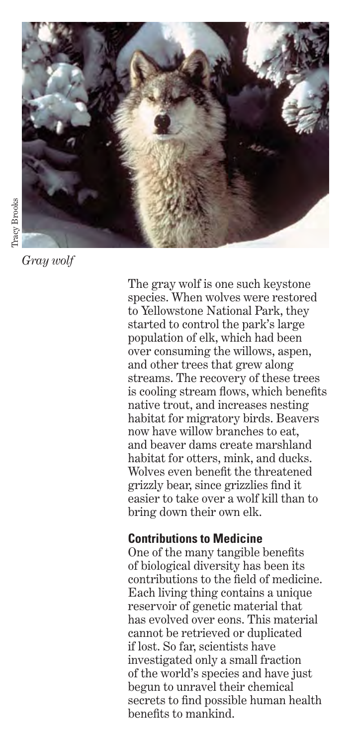Tracy Brooks

*Gray wolf*

The gray wolf is one such keystone species. When wolves were restored to Yellowstone National Park, they started to control the park's large population of elk, which had been over consuming the willows, aspen, and other trees that grew along streams. The recovery of these trees is cooling stream flows, which benefits native trout, and increases nesting habitat for migratory birds. Beavers now have willow branches to eat, and beaver dams create marshland habitat for otters, mink, and ducks. Wolves even benefit the threatened grizzly bear, since grizzlies find it easier to take over a wolf kill than to bring down their own elk.

### Contributions to Medicine

One of the many tangible benefits of biological diversity has been its contributions to the field of medicine. Each living thing contains a unique reservoir of genetic material that has evolved over eons. This material cannot be retrieved or duplicated if lost. So far, scientists have investigated only a small fraction of the world's species and have just begun to unravel their chemical secrets to find possible human health benefits to mankind.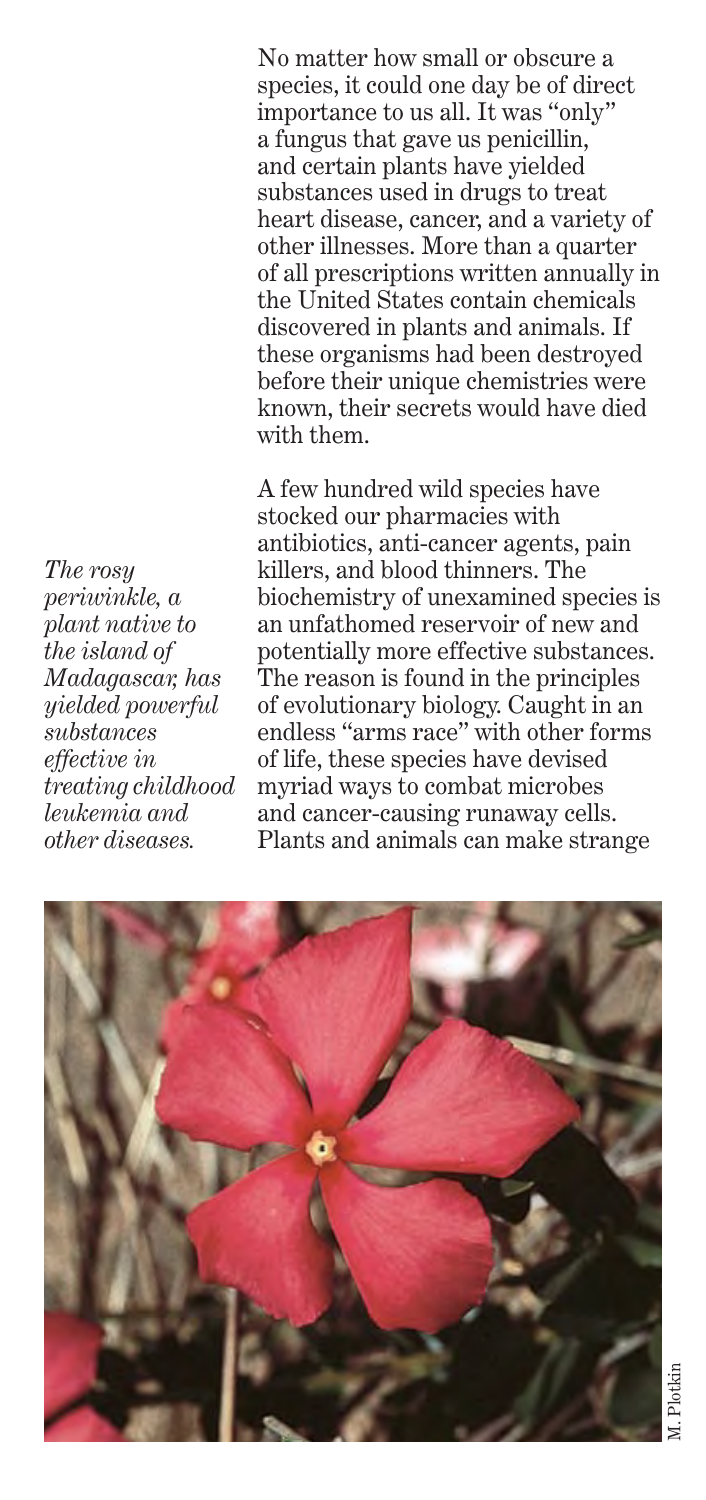No matter how small or obscure a species, it could one day be of direct importance to us all. It was "only" a fungus that gave us penicillin, and certain plants have yielded substances used in drugs to treat heart disease, cancer, and a variety of other illnesses. More than a quarter of all prescriptions written annually in the United States contain chemicals discovered in plants and animals. If these organisms had been destroyed before their unique chemistries were known, their secrets would have died with them.

A few hundred wild species have stocked our pharmacies with antibiotics, anti-cancer agents, pain killers, and blood thinners. The biochemistry of unexamined species is an unfathomed reservoir of new and potentially more effective substances. The reason is found in the principles of evolutionary biology. Caught in an endless "arms race" with other forms of life, these species have devised myriad ways to combat microbes and cancer-causing runaway cells. Plants and animals can make strange

*The rosy periwinkle, a plant native to the island of Madagascar, has yielded powerful substances effective in treating childhood leukemia and other diseases.*

M. Plotkin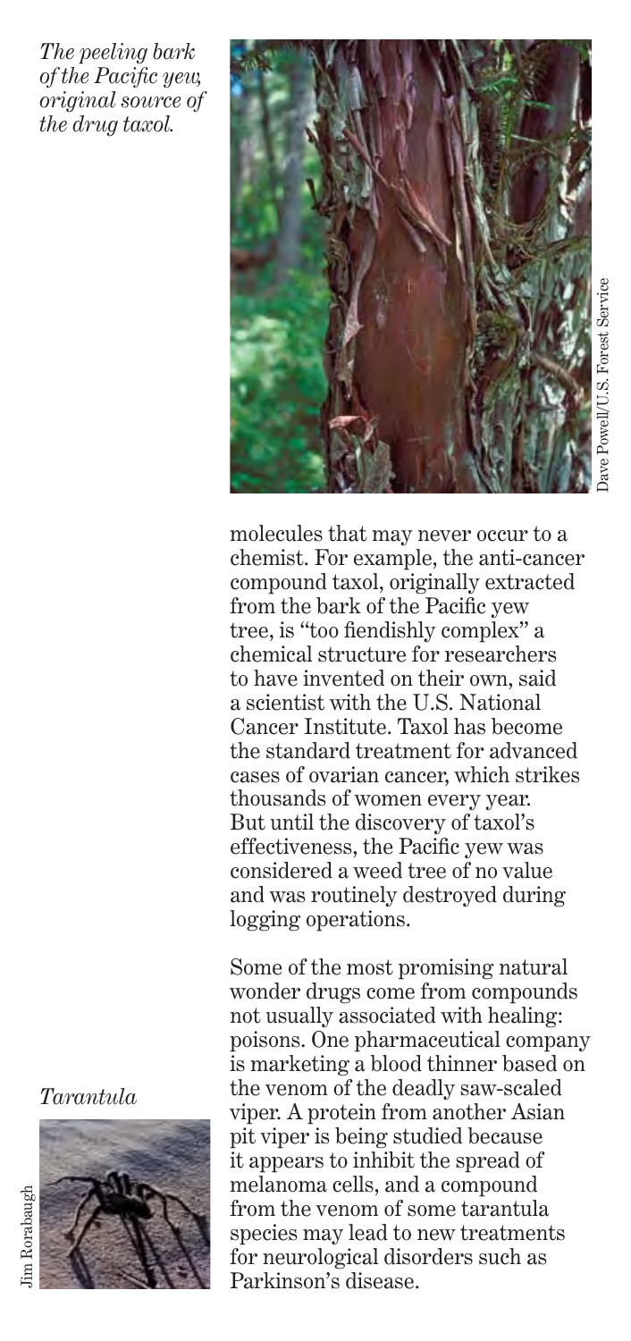*The peeling bark of the Pacific yew, original source of the drug taxol.*

Dave Powell/U.S. Forest Service

molecules that may never occur to a chemist. For example, the anti-cancer compound taxol, originally extracted from the bark of the Pacific yew tree, is "too fiendishly complex" a chemical structure for researchers to have invented on their own, said a scientist with the U.S. National Cancer Institute. Taxol has become the standard treatment for advanced cases of ovarian cancer, which strikes thousands of women every year. But until the discovery of taxol's effectiveness, the Pacific yew was considered a weed tree of no value and was routinely destroyed during logging operations.

Some of the most promising natural wonder drugs come from compounds not usually associated with healing: poisons. One pharmaceutical company is marketing a blood thinner based on the venom of the deadly saw-scaled viper. A protein from another Asian pit viper is being studied because it appears to inhibit the spread of melanoma cells, and a compound from the venom of some tarantula species may lead to new treatments for neurological disorders such as Parkinson's disease.

*Tarantula*

Jim Rorabaugh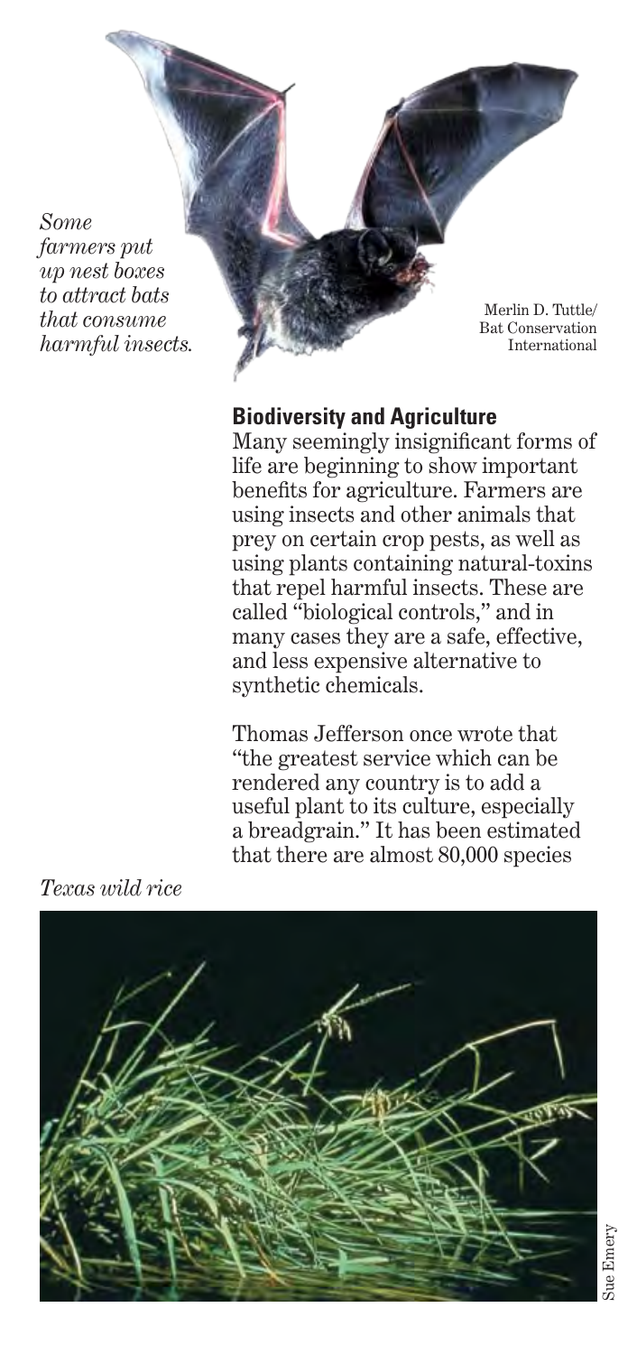*Some farmers put up nest boxes to attract bats that consume harmful insects.*

Merlin D. Tuttle/ Bat Conservation International

## Biodiversity and Agriculture

Many seemingly insignificant forms of life are beginning to show important benefits for agriculture. Farmers are using insects and other animals that prey on certain crop pests, as well as using plants containing natural-toxins that repel harmful insects. These are called "biological controls," and in many cases they are a safe, effective, and less expensive alternative to synthetic chemicals.

Thomas Jefferson once wrote that "the greatest service which can be rendered any country is to add a useful plant to its culture, especially a breadgrain." It has been estimated that there are almost 80,000 species

*Texas wild rice*

Sue Emery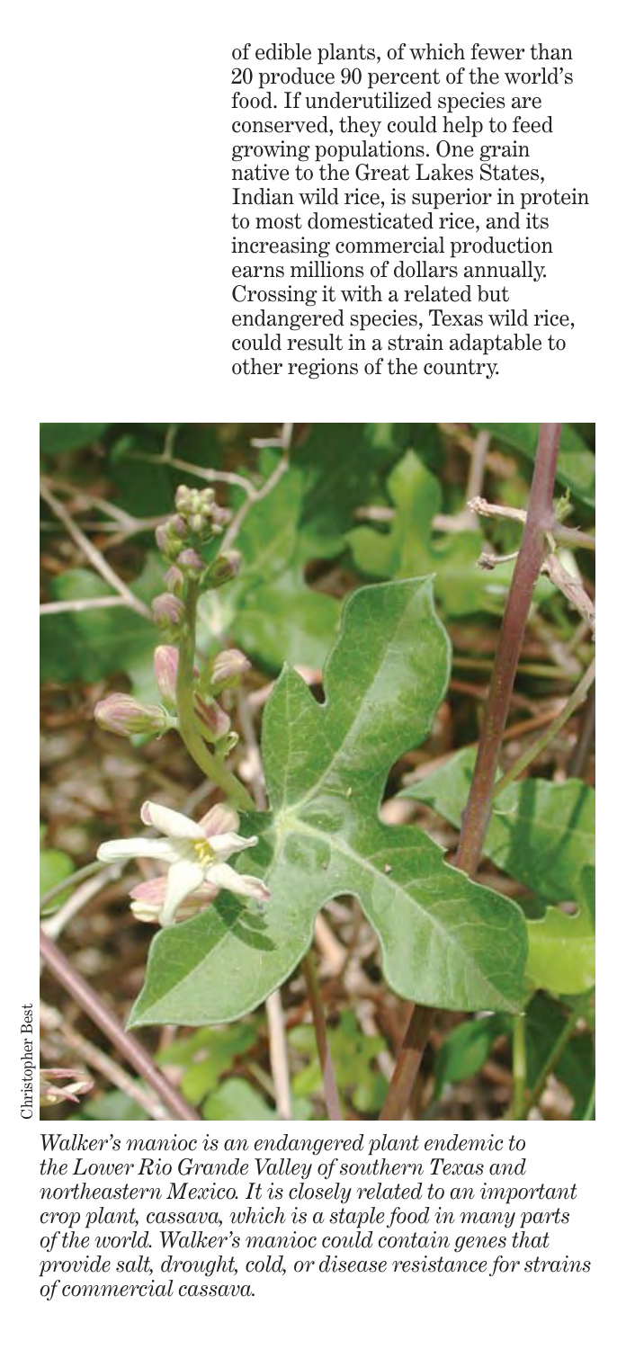of edible plants, of which fewer than 20 produce 90 percent of the world's food. If underutilized species are conserved, they could help to feed growing populations. One grain native to the Great Lakes States, Indian wild rice, is superior in protein to most domesticated rice, and its increasing commercial production earns millions of dollars annually. Crossing it with a related but endangered species, Texas wild rice, could result in a strain adaptable to other regions of the country.

Christopher Best

*Walker's manioc is an endangered plant endemic to the Lower Rio Grande Valley of southern Texas and northeastern Mexico. It is closely related to an important crop plant, cassava, which is a staple food in many parts of the world. Walker's manioc could contain genes that provide salt, drought, cold, or disease resistance for strains of commercial cassava.*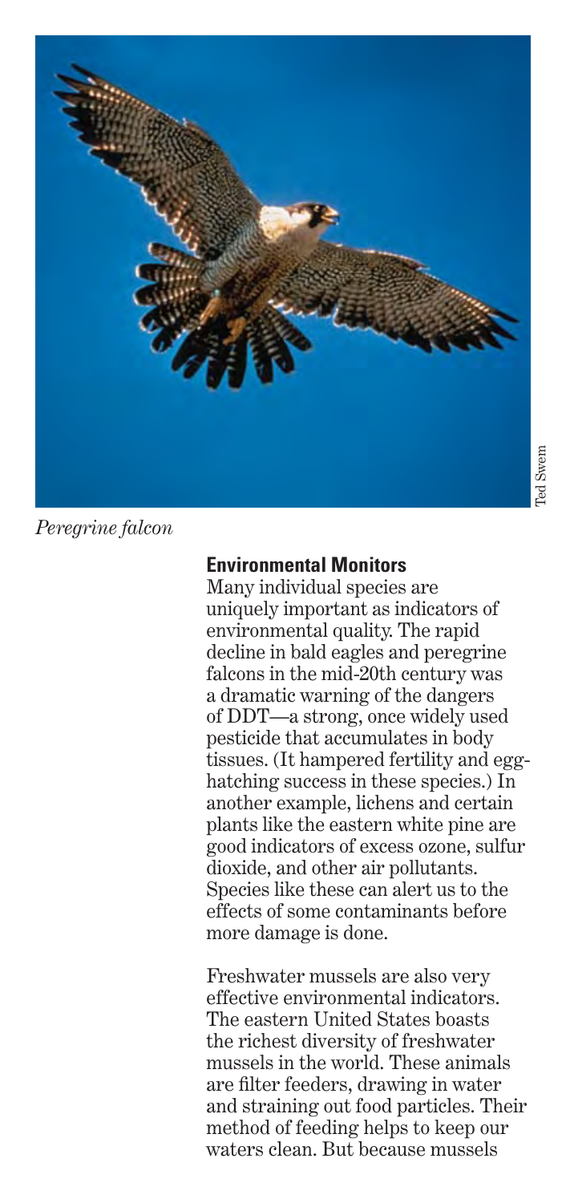Ted Swem

*Peregrine falcon*

## Environmental Monitors

Many individual species are uniquely important as indicators of environmental quality. The rapid decline in bald eagles and peregrine falcons in the mid-20th century was a dramatic warning of the dangers of DDT—a strong, once widely used pesticide that accumulates in body tissues. (It hampered fertility and egg-hatching success in these species.) In another example, lichens and certain plants like the eastern white pine are good indicators of excess ozone, sulfur dioxide, and other air pollutants. Species like these can alert us to the effects of some contaminants before more damage is done.

Freshwater mussels are also very effective environmental indicators. The eastern United States boasts the richest diversity of freshwater mussels in the world. These animals are filter feeders, drawing in water and straining out food particles. Their method of feeding helps to keep our waters clean. But because mussels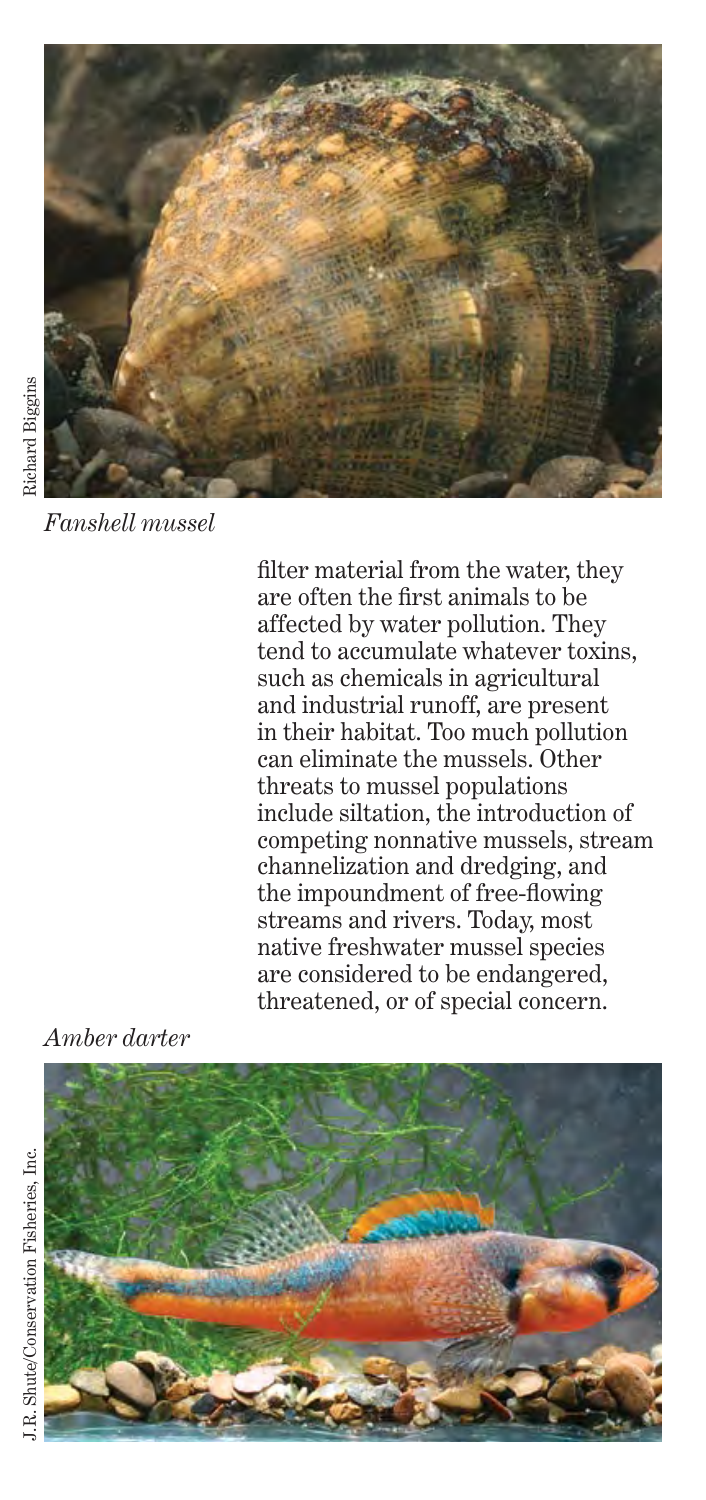*Fanshell mussel*

filter material from the water, they are often the first animals to be affected by water pollution. They tend to accumulate whatever toxins, such as chemicals in agricultural and industrial runoff, are present in their habitat. Too much pollution can eliminate the mussels. Other threats to mussel populations include siltation, the introduction of competing nonnative mussels, stream channelization and dredging, and the impoundment of free-flowing streams and rivers. Today, most native freshwater mussel species are considered to be endangered, threatened, or of special concern.

*Amber darter*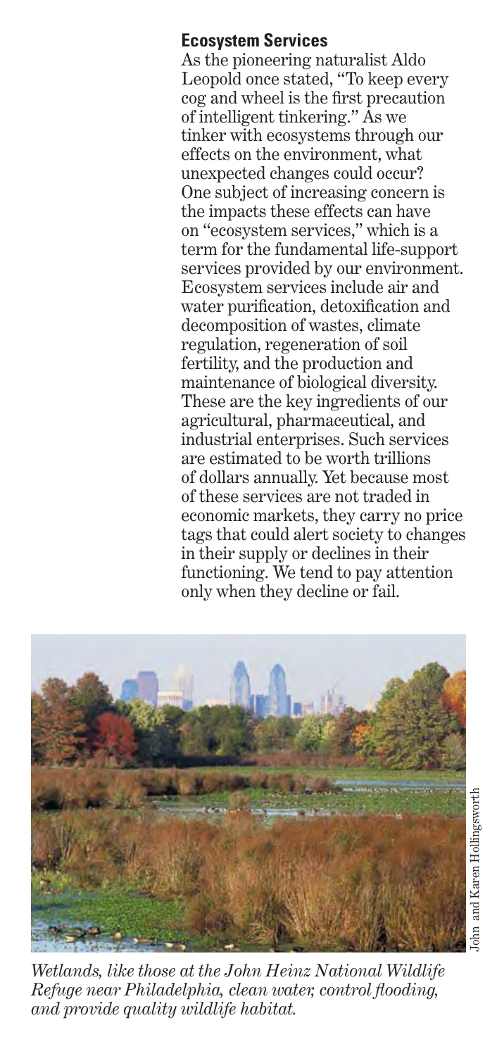## Ecosystem Services

As the pioneering naturalist Aldo Leopold once stated, "To keep every cog and wheel is the first precaution of intelligent tinkering." As we tinker with ecosystems through our effects on the environment, what unexpected changes could occur? One subject of increasing concern is the impacts these effects can have on "ecosystem services," which is a term for the fundamental life-support services provided by our environment. Ecosystem services include air and water purification, detoxification and decomposition of wastes, climate regulation, regeneration of soil fertility, and the production and maintenance of biological diversity. These are the key ingredients of our agricultural, pharmaceutical, and industrial enterprises. Such services are estimated to be worth trillions of dollars annually. Yet because most of these services are not traded in economic markets, they carry no price tags that could alert society to changes in their supply or declines in their functioning. We tend to pay attention only when they decline or fail.

John and Karen Hollingsworth

*Wetlands, like those at the John Heinz National Wildlife Refuge near Philadelphia, clean water, control flooding, and provide quality wildlife habitat.*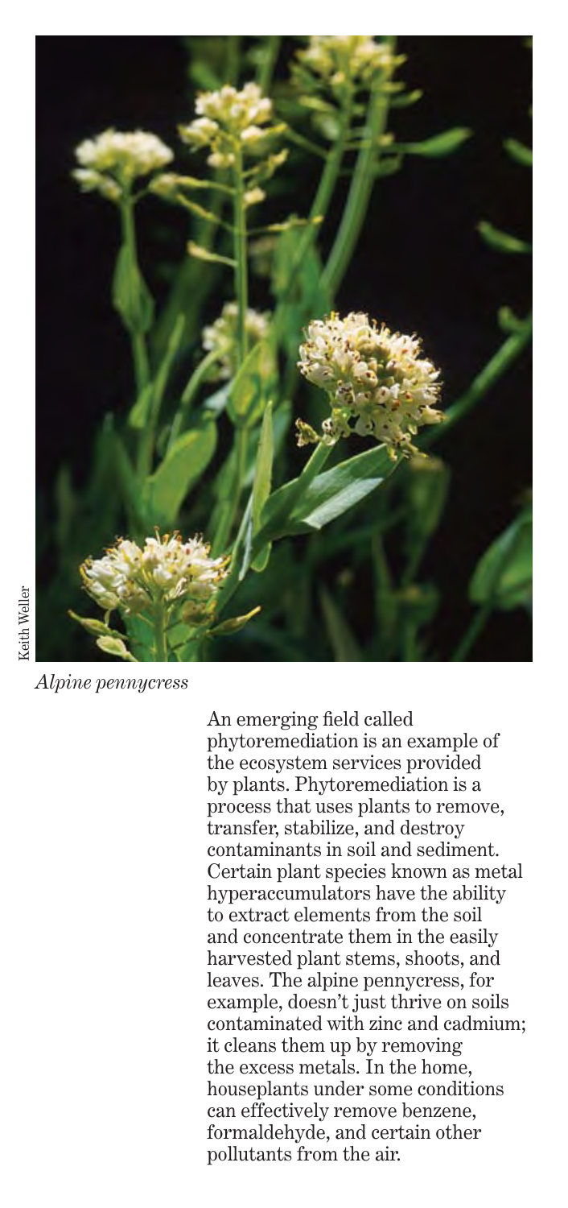Keith Weller

*Alpine pennycress*

An emerging field called phytoremediation is an example of the ecosystem services provided by plants. Phytoremediation is a process that uses plants to remove, transfer, stabilize, and destroy contaminants in soil and sediment. Certain plant species known as metal hyperaccumulators have the ability to extract elements from the soil and concentrate them in the easily harvested plant stems, shoots, and leaves. The alpine pennycress, for example, doesn't just thrive on soils contaminated with zinc and cadmium; it cleans them up by removing the excess metals. In the home, houseplants under some conditions can effectively remove benzene, formaldehyde, and certain other pollutants from the air.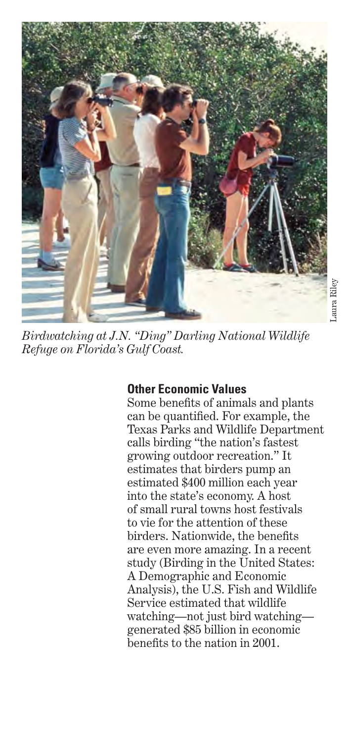*Birdwatching at J.N. "Ding" Darling National Wildlife Refuge on Florida's Gulf Coast.*

Laura Riley

### Other Economic Values

Some benefits of animals and plants can be quantified. For example, the Texas Parks and Wildlife Department calls birding "the nation's fastest growing outdoor recreation." It estimates that birders pump an estimated $400 million each year into the state's economy. A host of small rural towns host festivals to vie for the attention of these birders. Nationwide, the benefits are even more amazing. In a recent study (Birding in the United States: A Demographic and Economic Analysis), the U.S. Fish and Wildlife Service estimated that wildlife watching—not just bird watching—generated $85 billion in economic benefits to the nation in 2001.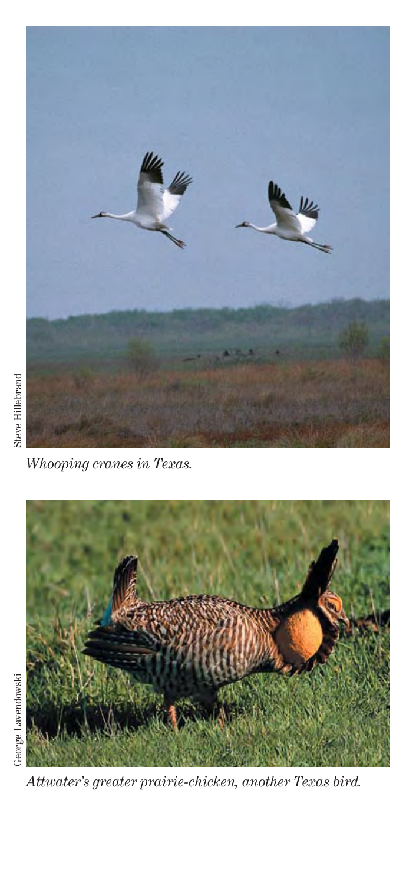Steve Hillebrand

*Whooping cranes in Texas.*

George Lavendowski

*Attwater's greater prairie-chicken, another Texas bird.*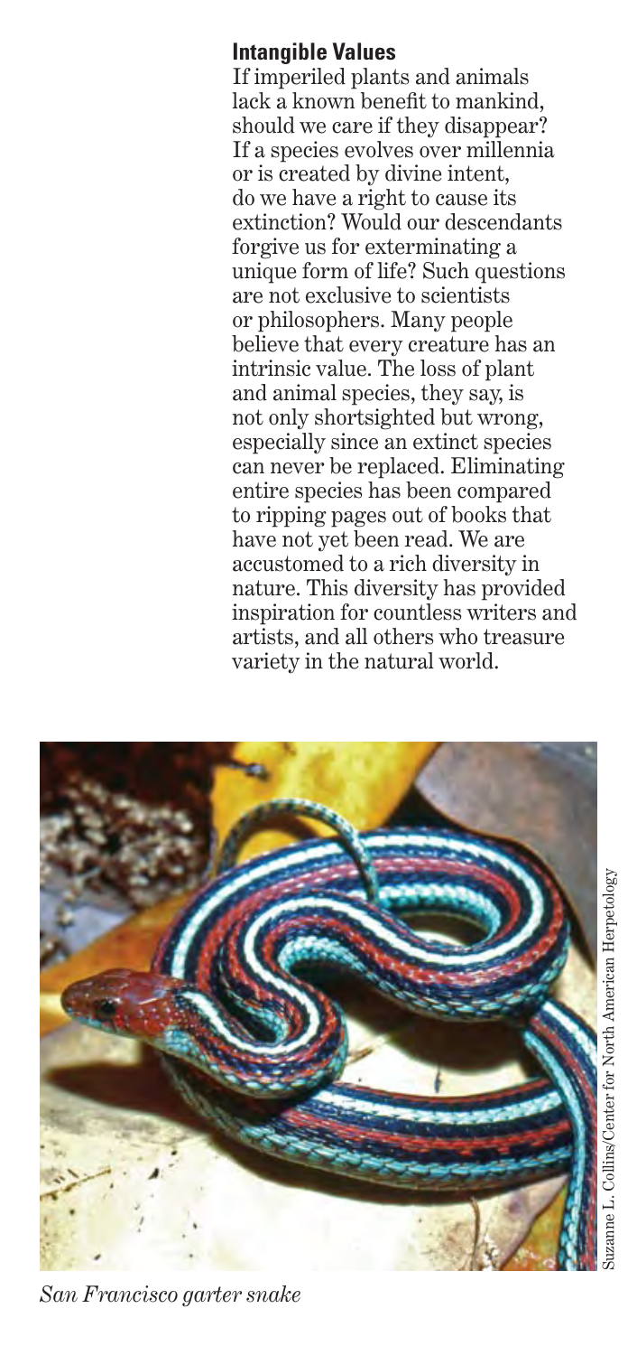## Intangible Values

If imperiled plants and animals lack a known benefit to mankind, should we care if they disappear? If a species evolves over millennia or is created by divine intent, do we have a right to cause its extinction? Would our descendants forgive us for exterminating a unique form of life? Such questions are not exclusive to scientists or philosophers. Many people believe that every creature has an intrinsic value. The loss of plant and animal species, they say, is not only shortsighted but wrong, especially since an extinct species can never be replaced. Eliminating entire species has been compared to ripping pages out of books that have not yet been read. We are accustomed to a rich diversity in nature. This diversity has provided inspiration for countless writers and artists, and all others who treasure variety in the natural world.

Suzanne L. Collins/Center for North American Herpetology

*San Francisco garter snake*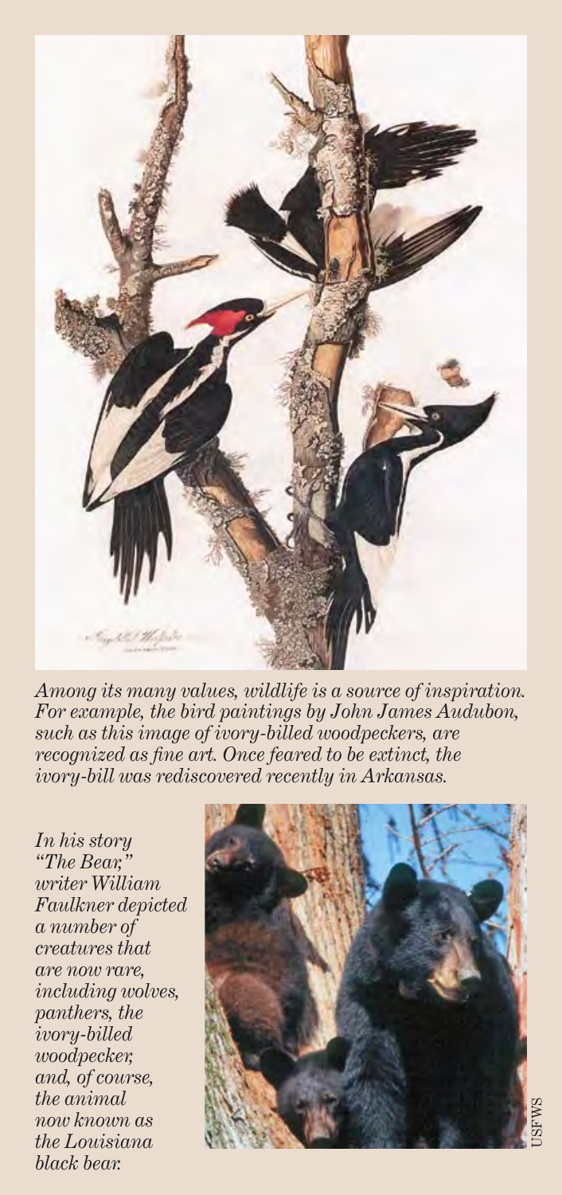*Among its many values, wildlife is a source of inspiration. For example, the bird paintings by John James Audubon, such as this image of ivory-billed woodpeckers, are recognized as fine art. Once feared to be extinct, the ivory-bill was rediscovered recently in Arkansas.*

*In his story "The Bear," writer William Faulkner depicted a number of creatures that are now rare, including wolves, panthers, the ivory-billed woodpecker, and, of course, the animal now known as the Louisiana black bear.*

USFWS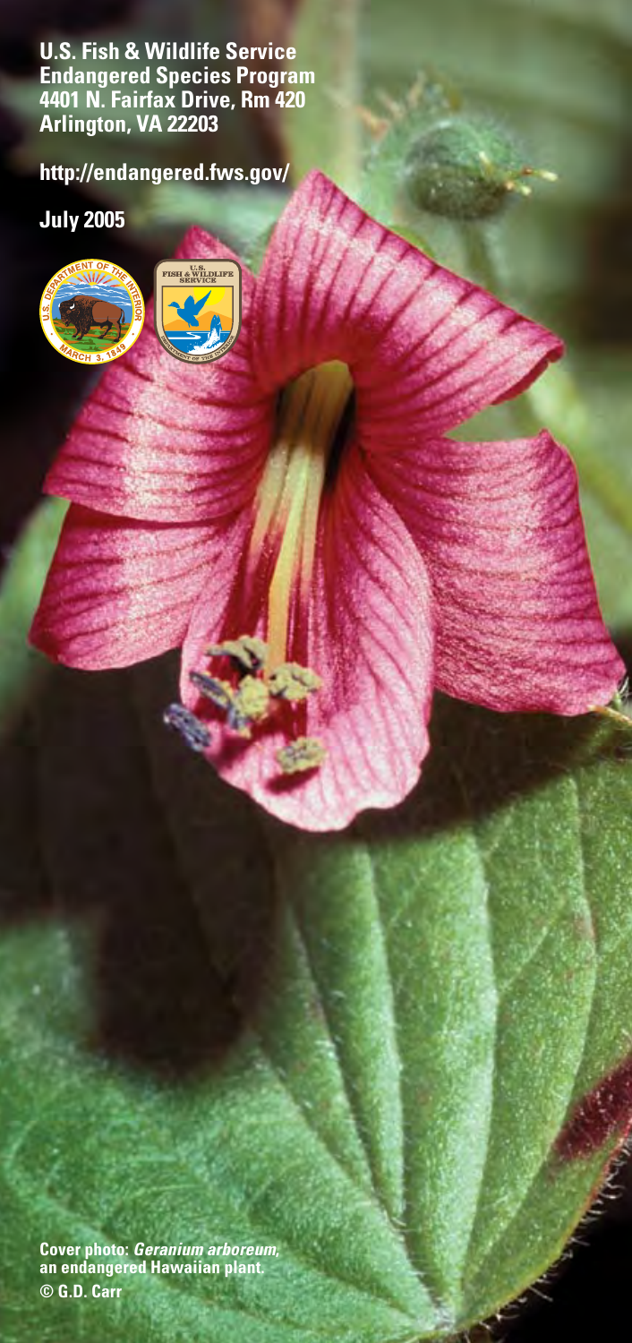**U.S. Fish & Wildlife Service**
**Endangered Species Program**
**4401 N. Fairfax Drive, Rm 420**
**Arlington, VA 22203**

**http://endangered.fws.gov/**

**July 2005**

**Cover photo: *Geranium arboreum*, an endangered Hawaiian plant.**
**© G.D. Carr**